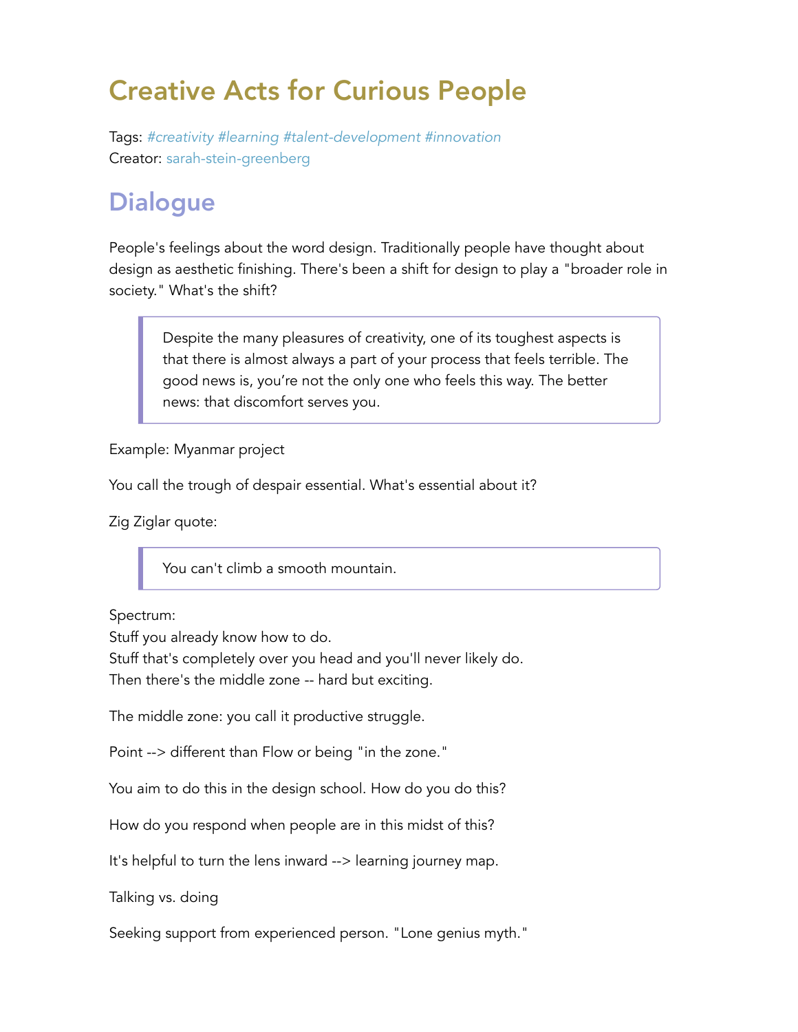# Creative Acts for Curious People

Tags: *#creativity #learning #talent-development #innovation*
Creator: sarah-stein-greenberg

## Dialogue

People's feelings about the word design. Traditionally people have thought about design as aesthetic finishing. There's been a shift for design to play a "broader role in society." What's the shift?

> Despite the many pleasures of creativity, one of its toughest aspects is that there is almost always a part of your process that feels terrible. The good news is, you're not the only one who feels this way. The better news: that discomfort serves you.

Example: Myanmar project

You call the trough of despair essential. What's essential about it?

Zig Ziglar quote:

> You can't climb a smooth mountain.

Spectrum:
Stuff you already know how to do.
Stuff that's completely over you head and you'll never likely do.
Then there's the middle zone -- hard but exciting.

The middle zone: you call it productive struggle.

Point --> different than Flow or being "in the zone."

You aim to do this in the design school. How do you do this?

How do you respond when people are in this midst of this?

It's helpful to turn the lens inward --> learning journey map.

Talking vs. doing

Seeking support from experienced person. "Lone genius myth."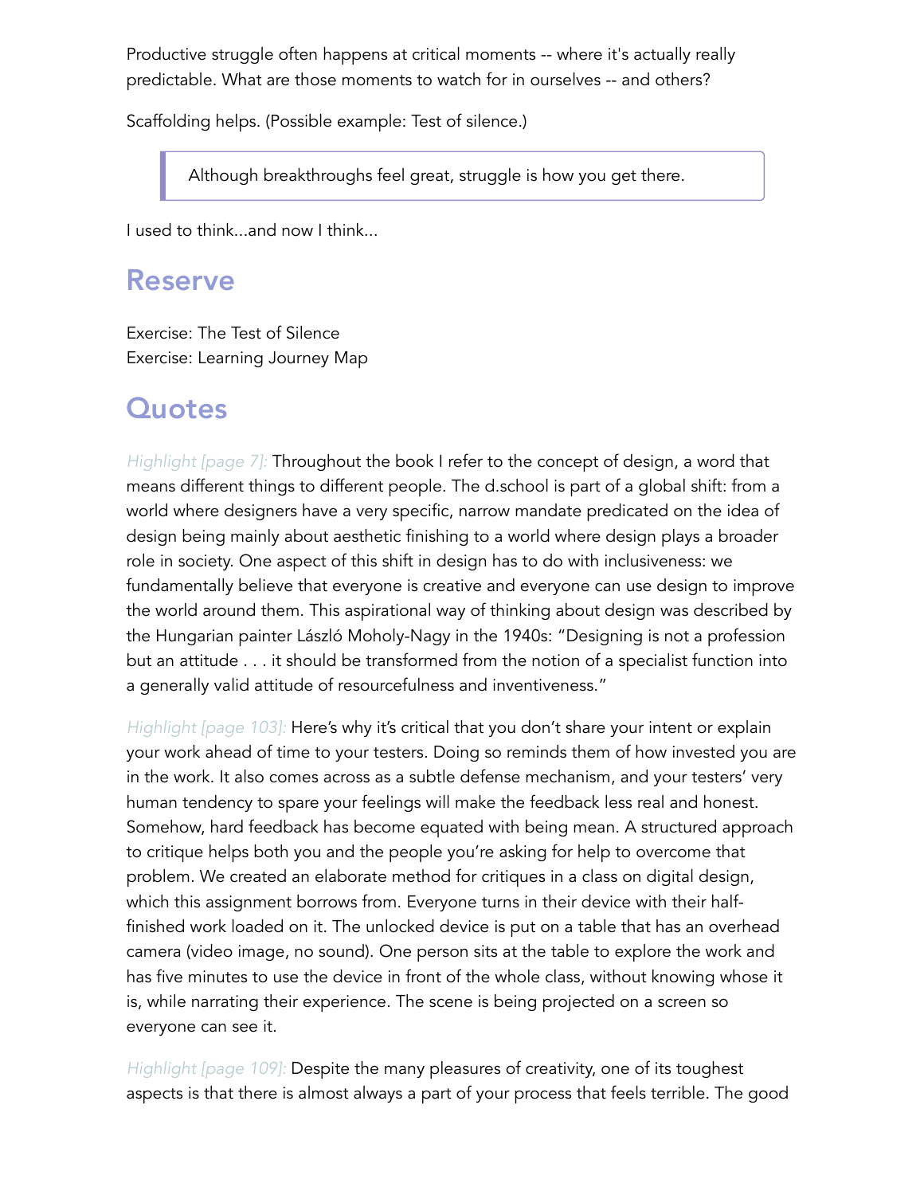Productive struggle often happens at critical moments -- where it's actually really predictable. What are those moments to watch for in ourselves -- and others?

Scaffolding helps. (Possible example: Test of silence.)

> Although breakthroughs feel great, struggle is how you get there.

I used to think...and now I think...

## Reserve

Exercise: The Test of Silence
Exercise: Learning Journey Map

## Quotes

*Highlight [page 7]:* Throughout the book I refer to the concept of design, a word that means different things to different people. The d.school is part of a global shift: from a world where designers have a very specific, narrow mandate predicated on the idea of design being mainly about aesthetic finishing to a world where design plays a broader role in society. One aspect of this shift in design has to do with inclusiveness: we fundamentally believe that everyone is creative and everyone can use design to improve the world around them. This aspirational way of thinking about design was described by the Hungarian painter László Moholy-Nagy in the 1940s: "Designing is not a profession but an attitude . . . it should be transformed from the notion of a specialist function into a generally valid attitude of resourcefulness and inventiveness."

*Highlight [page 103]:* Here's why it's critical that you don't share your intent or explain your work ahead of time to your testers. Doing so reminds them of how invested you are in the work. It also comes across as a subtle defense mechanism, and your testers' very human tendency to spare your feelings will make the feedback less real and honest. Somehow, hard feedback has become equated with being mean. A structured approach to critique helps both you and the people you're asking for help to overcome that problem. We created an elaborate method for critiques in a class on digital design, which this assignment borrows from. Everyone turns in their device with their half-finished work loaded on it. The unlocked device is put on a table that has an overhead camera (video image, no sound). One person sits at the table to explore the work and has five minutes to use the device in front of the whole class, without knowing whose it is, while narrating their experience. The scene is being projected on a screen so everyone can see it.

*Highlight [page 109]:* Despite the many pleasures of creativity, one of its toughest aspects is that there is almost always a part of your process that feels terrible. The good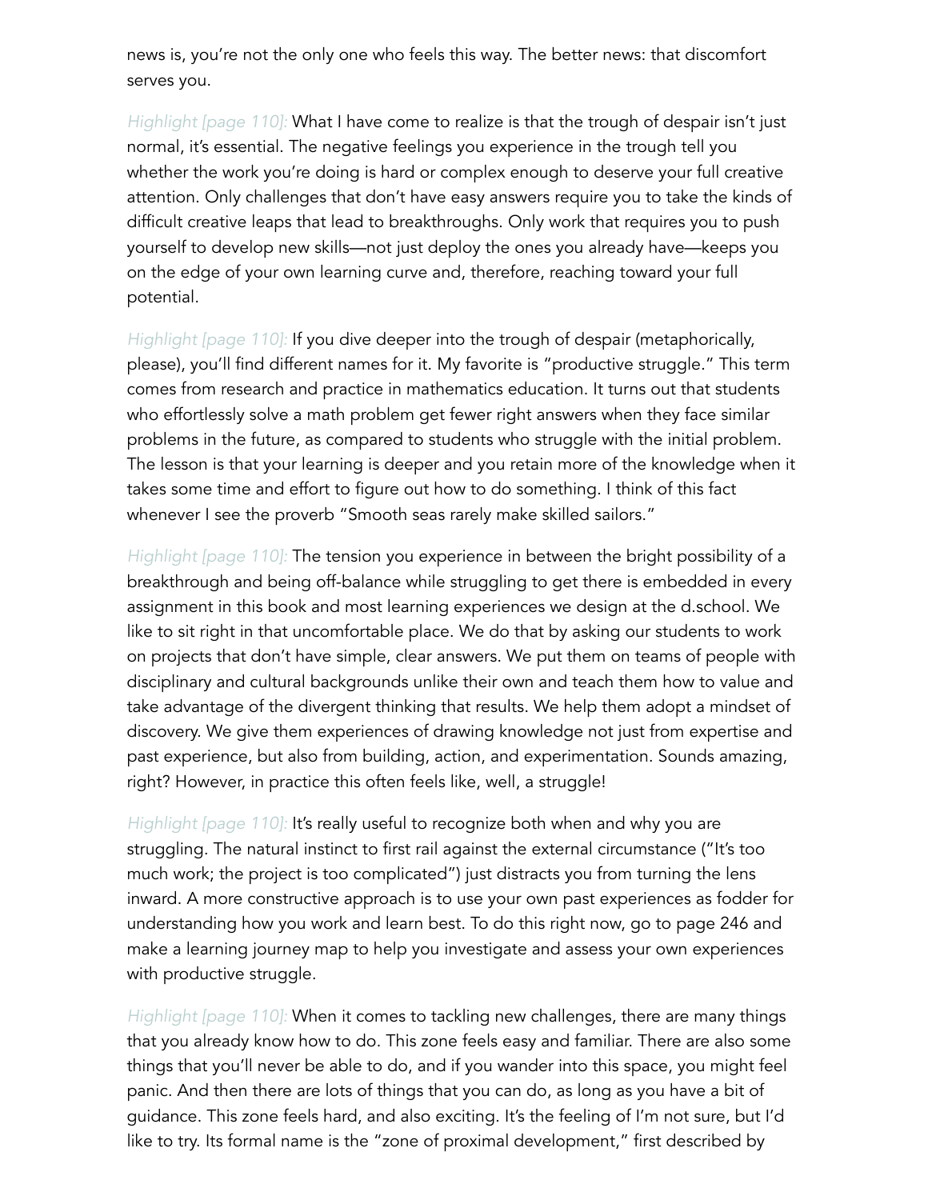news is, you're not the only one who feels this way. The better news: that discomfort serves you.

*Highlight [page 110]:* What I have come to realize is that the trough of despair isn't just normal, it's essential. The negative feelings you experience in the trough tell you whether the work you're doing is hard or complex enough to deserve your full creative attention. Only challenges that don't have easy answers require you to take the kinds of difficult creative leaps that lead to breakthroughs. Only work that requires you to push yourself to develop new skills—not just deploy the ones you already have—keeps you on the edge of your own learning curve and, therefore, reaching toward your full potential.

*Highlight [page 110]:* If you dive deeper into the trough of despair (metaphorically, please), you'll find different names for it. My favorite is "productive struggle." This term comes from research and practice in mathematics education. It turns out that students who effortlessly solve a math problem get fewer right answers when they face similar problems in the future, as compared to students who struggle with the initial problem. The lesson is that your learning is deeper and you retain more of the knowledge when it takes some time and effort to figure out how to do something. I think of this fact whenever I see the proverb "Smooth seas rarely make skilled sailors."

*Highlight [page 110]:* The tension you experience in between the bright possibility of a breakthrough and being off-balance while struggling to get there is embedded in every assignment in this book and most learning experiences we design at the d.school. We like to sit right in that uncomfortable place. We do that by asking our students to work on projects that don't have simple, clear answers. We put them on teams of people with disciplinary and cultural backgrounds unlike their own and teach them how to value and take advantage of the divergent thinking that results. We help them adopt a mindset of discovery. We give them experiences of drawing knowledge not just from expertise and past experience, but also from building, action, and experimentation. Sounds amazing, right? However, in practice this often feels like, well, a struggle!

*Highlight [page 110]:* It's really useful to recognize both when and why you are struggling. The natural instinct to first rail against the external circumstance ("It's too much work; the project is too complicated") just distracts you from turning the lens inward. A more constructive approach is to use your own past experiences as fodder for understanding how you work and learn best. To do this right now, go to page 246 and make a learning journey map to help you investigate and assess your own experiences with productive struggle.

*Highlight [page 110]:* When it comes to tackling new challenges, there are many things that you already know how to do. This zone feels easy and familiar. There are also some things that you'll never be able to do, and if you wander into this space, you might feel panic. And then there are lots of things that you can do, as long as you have a bit of guidance. This zone feels hard, and also exciting. It's the feeling of I'm not sure, but I'd like to try. Its formal name is the "zone of proximal development," first described by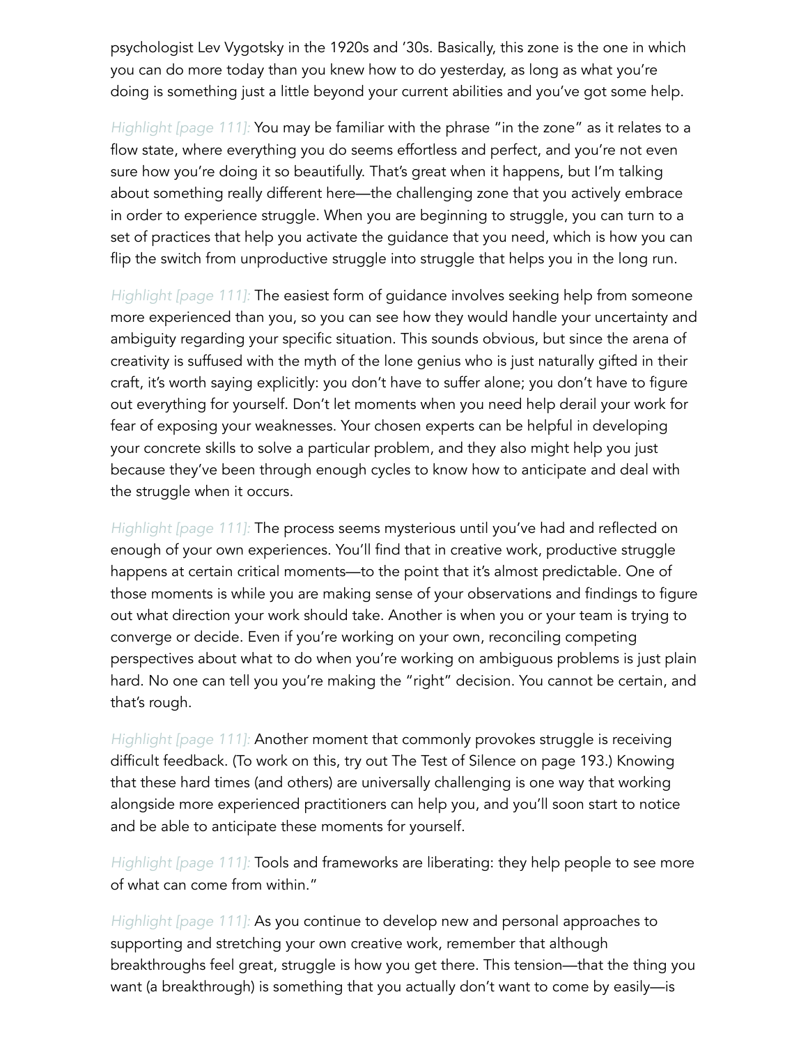psychologist Lev Vygotsky in the 1920s and '30s. Basically, this zone is the one in which you can do more today than you knew how to do yesterday, as long as what you're doing is something just a little beyond your current abilities and you've got some help.

*Highlight [page 111]:* You may be familiar with the phrase "in the zone" as it relates to a flow state, where everything you do seems effortless and perfect, and you're not even sure how you're doing it so beautifully. That's great when it happens, but I'm talking about something really different here—the challenging zone that you actively embrace in order to experience struggle. When you are beginning to struggle, you can turn to a set of practices that help you activate the guidance that you need, which is how you can flip the switch from unproductive struggle into struggle that helps you in the long run.

*Highlight [page 111]:* The easiest form of guidance involves seeking help from someone more experienced than you, so you can see how they would handle your uncertainty and ambiguity regarding your specific situation. This sounds obvious, but since the arena of creativity is suffused with the myth of the lone genius who is just naturally gifted in their craft, it's worth saying explicitly: you don't have to suffer alone; you don't have to figure out everything for yourself. Don't let moments when you need help derail your work for fear of exposing your weaknesses. Your chosen experts can be helpful in developing your concrete skills to solve a particular problem, and they also might help you just because they've been through enough cycles to know how to anticipate and deal with the struggle when it occurs.

*Highlight [page 111]:* The process seems mysterious until you've had and reflected on enough of your own experiences. You'll find that in creative work, productive struggle happens at certain critical moments—to the point that it's almost predictable. One of those moments is while you are making sense of your observations and findings to figure out what direction your work should take. Another is when you or your team is trying to converge or decide. Even if you're working on your own, reconciling competing perspectives about what to do when you're working on ambiguous problems is just plain hard. No one can tell you you're making the "right" decision. You cannot be certain, and that's rough.

*Highlight [page 111]:* Another moment that commonly provokes struggle is receiving difficult feedback. (To work on this, try out The Test of Silence on page 193.) Knowing that these hard times (and others) are universally challenging is one way that working alongside more experienced practitioners can help you, and you'll soon start to notice and be able to anticipate these moments for yourself.

*Highlight [page 111]:* Tools and frameworks are liberating: they help people to see more of what can come from within."

*Highlight [page 111]:* As you continue to develop new and personal approaches to supporting and stretching your own creative work, remember that although breakthroughs feel great, struggle is how you get there. This tension—that the thing you want (a breakthrough) is something that you actually don't want to come by easily—is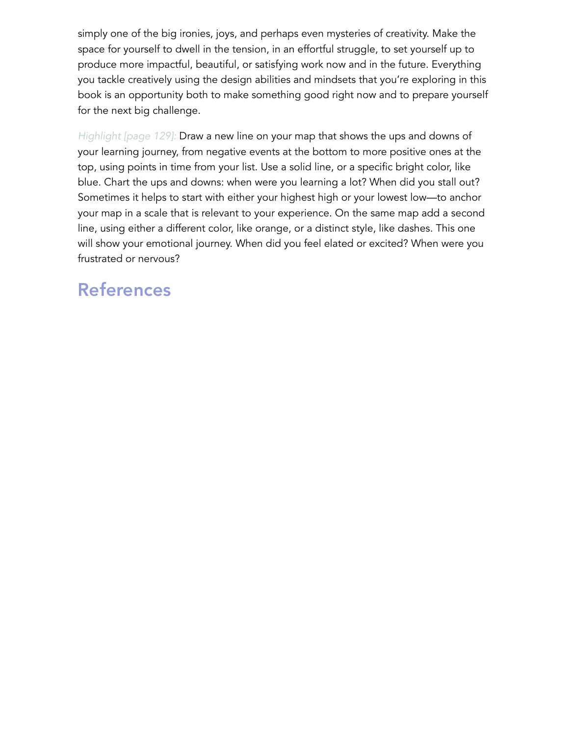simply one of the big ironies, joys, and perhaps even mysteries of creativity. Make the space for yourself to dwell in the tension, in an effortful struggle, to set yourself up to produce more impactful, beautiful, or satisfying work now and in the future. Everything you tackle creatively using the design abilities and mindsets that you're exploring in this book is an opportunity both to make something good right now and to prepare yourself for the next big challenge.

*Highlight [page 129]:* Draw a new line on your map that shows the ups and downs of your learning journey, from negative events at the bottom to more positive ones at the top, using points in time from your list. Use a solid line, or a specific bright color, like blue. Chart the ups and downs: when were you learning a lot? When did you stall out? Sometimes it helps to start with either your highest high or your lowest low—to anchor your map in a scale that is relevant to your experience. On the same map add a second line, using either a different color, like orange, or a distinct style, like dashes. This one will show your emotional journey. When did you feel elated or excited? When were you frustrated or nervous?

## References